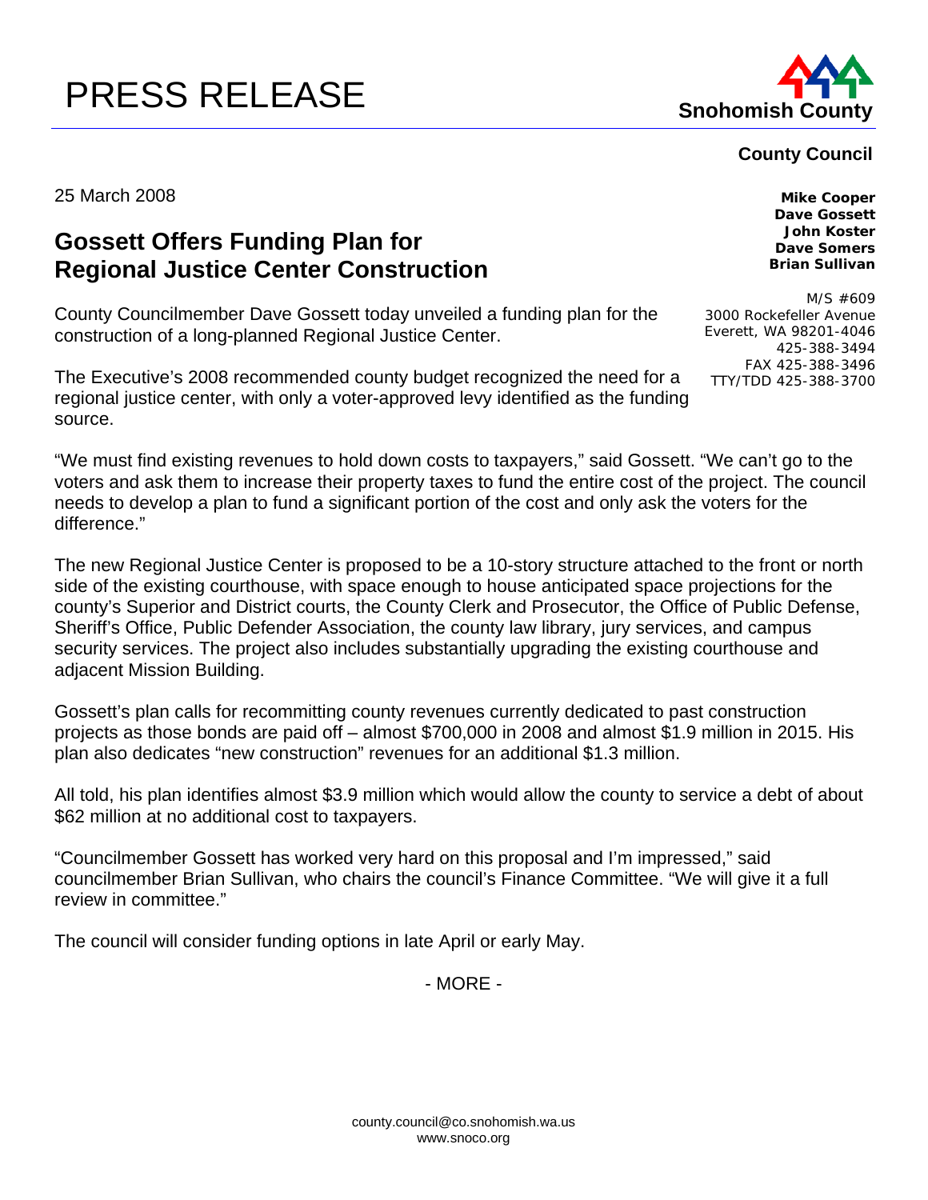# PRESS RELEASE

**Snohomish County**

**County Council**

**Mike Cooper**
**Dave Gossett**
**John Koster**
**Dave Somers**
**Brian Sullivan**

M/S #609
3000 Rockefeller Avenue
Everett, WA 98201-4046
425-388-3494
FAX 425-388-3496
TTY/TDD 425-388-3700

25 March 2008

## Gossett Offers Funding Plan for Regional Justice Center Construction

County Councilmember Dave Gossett today unveiled a funding plan for the construction of a long-planned Regional Justice Center.

The Executive's 2008 recommended county budget recognized the need for a regional justice center, with only a voter-approved levy identified as the funding source.

"We must find existing revenues to hold down costs to taxpayers," said Gossett. "We can't go to the voters and ask them to increase their property taxes to fund the entire cost of the project. The council needs to develop a plan to fund a significant portion of the cost and only ask the voters for the difference."

The new Regional Justice Center is proposed to be a 10-story structure attached to the front or north side of the existing courthouse, with space enough to house anticipated space projections for the county's Superior and District courts, the County Clerk and Prosecutor, the Office of Public Defense, Sheriff's Office, Public Defender Association, the county law library, jury services, and campus security services. The project also includes substantially upgrading the existing courthouse and adjacent Mission Building.

Gossett's plan calls for recommitting county revenues currently dedicated to past construction projects as those bonds are paid off – almost $700,000 in 2008 and almost $1.9 million in 2015. His plan also dedicates "new construction" revenues for an additional $1.3 million.

All told, his plan identifies almost $3.9 million which would allow the county to service a debt of about $62 million at no additional cost to taxpayers.

"Councilmember Gossett has worked very hard on this proposal and I'm impressed," said councilmember Brian Sullivan, who chairs the council's Finance Committee. "We will give it a full review in committee."

The council will consider funding options in late April or early May.

- MORE -

county.council@co.snohomish.wa.us
www.snoco.org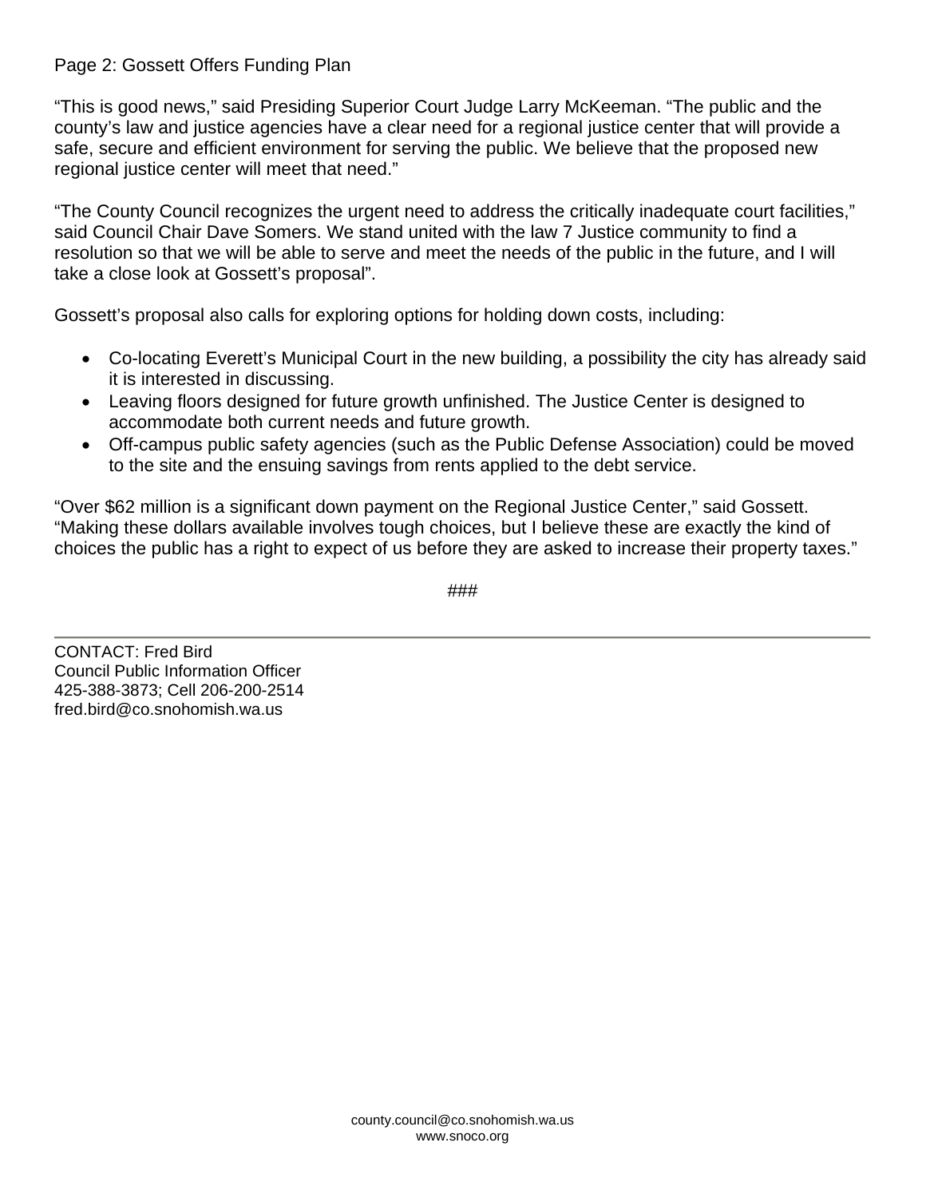Page 2: Gossett Offers Funding Plan

“This is good news,” said Presiding Superior Court Judge Larry McKeeman. “The public and the county’s law and justice agencies have a clear need for a regional justice center that will provide a safe, secure and efficient environment for serving the public. We believe that the proposed new regional justice center will meet that need.”

“The County Council recognizes the urgent need to address the critically inadequate court facilities,” said Council Chair Dave Somers. We stand united with the law 7 Justice community to find a resolution so that we will be able to serve and meet the needs of the public in the future, and I will take a close look at Gossett’s proposal”.

Gossett’s proposal also calls for exploring options for holding down costs, including:

- Co-locating Everett’s Municipal Court in the new building, a possibility the city has already said it is interested in discussing.
- Leaving floors designed for future growth unfinished. The Justice Center is designed to accommodate both current needs and future growth.
- Off-campus public safety agencies (such as the Public Defense Association) could be moved to the site and the ensuing savings from rents applied to the debt service.

“Over $62 million is a significant down payment on the Regional Justice Center,” said Gossett. “Making these dollars available involves tough choices, but I believe these are exactly the kind of choices the public has a right to expect of us before they are asked to increase their property taxes.”

###

---

CONTACT: Fred Bird
Council Public Information Officer
425-388-3873; Cell 206-200-2514
fred.bird@co.snohomish.wa.us

county.council@co.snohomish.wa.us
www.snoco.org